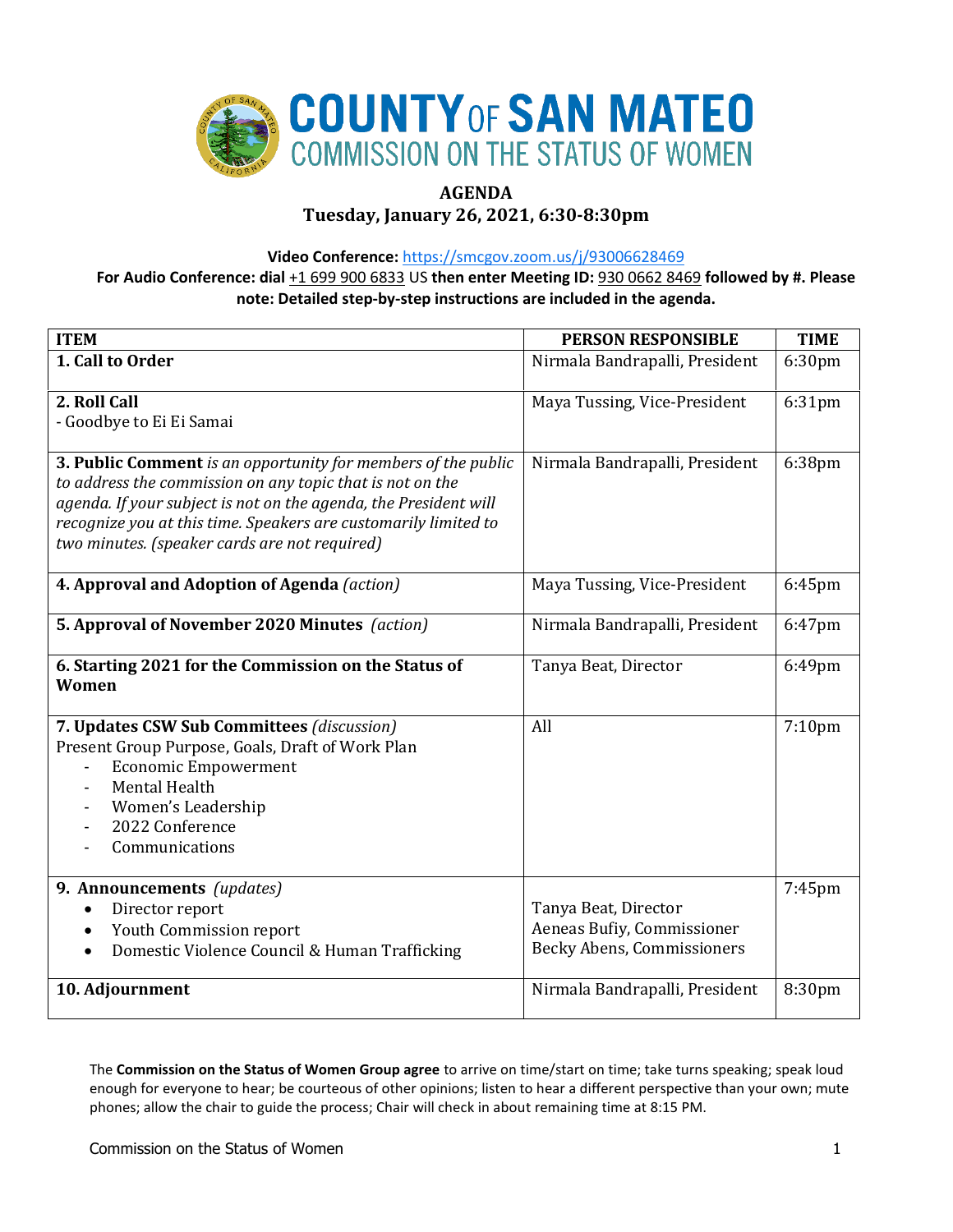# COUNTY OF SAN MATEO
## COMMISSION ON THE STATUS OF WOMEN

**AGENDA**
**Tuesday, January 26, 2021, 6:30-8:30pm**

**Video Conference:** https://smcgov.zoom.us/j/93006628469
**For Audio Conference: dial** +1 699 900 6833 US **then enter Meeting ID:** 930 0662 8469 **followed by #. Please note: Detailed step-by-step instructions are included in the agenda.**

| ITEM | PERSON RESPONSIBLE | TIME |
|---|---|---|
| **1. Call to Order** | Nirmala Bandrapalli, President | 6:30pm |
| **2. Roll Call**<br>- Goodbye to Ei Ei Samai | Maya Tussing, Vice-President | 6:31pm |
| **3. Public Comment** *is an opportunity for members of the public to address the commission on any topic that is not on the agenda. If your subject is not on the agenda, the President will recognize you at this time. Speakers are customarily limited to two minutes. (speaker cards are not required)* | Nirmala Bandrapalli, President | 6:38pm |
| **4. Approval and Adoption of Agenda** *(action)* | Maya Tussing, Vice-President | 6:45pm |
| **5. Approval of November 2020 Minutes** *(action)* | Nirmala Bandrapalli, President | 6:47pm |
| **6. Starting 2021 for the Commission on the Status of Women** | Tanya Beat, Director | 6:49pm |
| **7. Updates CSW Sub Committees** *(discussion)*<br>Present Group Purpose, Goals, Draft of Work Plan<br>- Economic Empowerment<br>- Mental Health<br>- Women's Leadership<br>- 2022 Conference<br>- Communications | All | 7:10pm |
| **9. Announcements** *(updates)*<br>• Director report<br>• Youth Commission report<br>• Domestic Violence Council & Human Trafficking | Tanya Beat, Director<br>Aeneas Bufiy, Commissioner<br>Becky Abens, Commissioners | 7:45pm |
| **10. Adjournment** | Nirmala Bandrapalli, President | 8:30pm |

The **Commission on the Status of Women Group agree** to arrive on time/start on time; take turns speaking; speak loud enough for everyone to hear; be courteous of other opinions; listen to hear a different perspective than your own; mute phones; allow the chair to guide the process; Chair will check in about remaining time at 8:15 PM.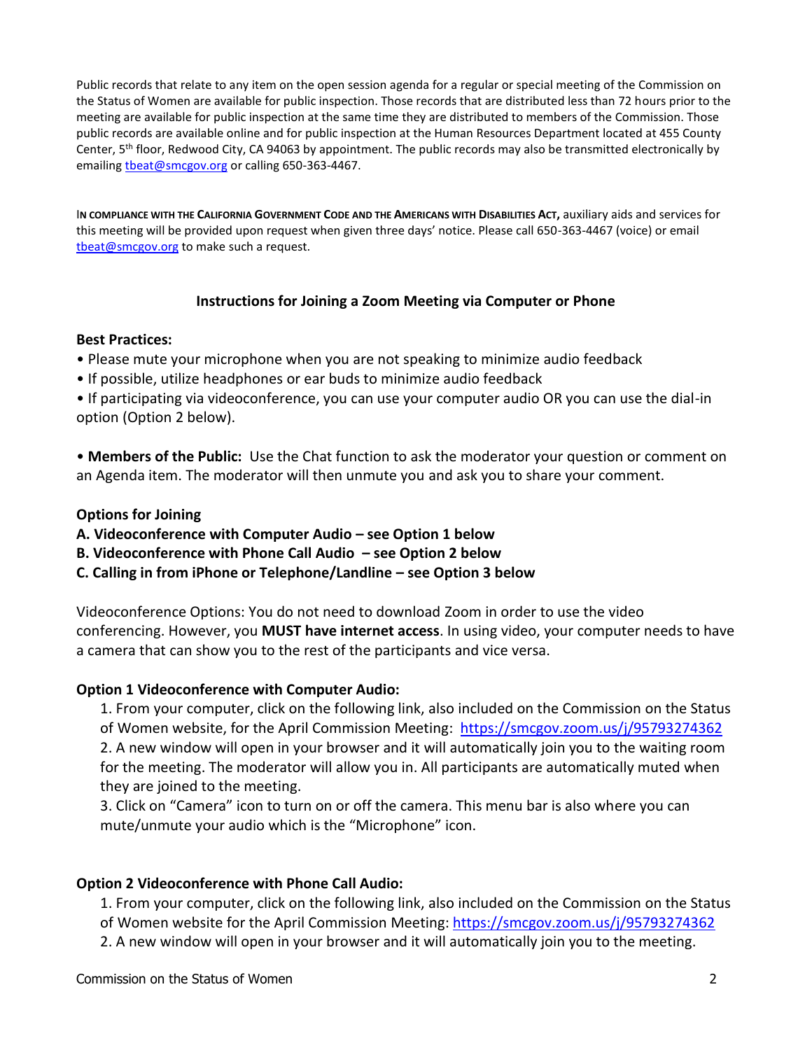Public records that relate to any item on the open session agenda for a regular or special meeting of the Commission on the Status of Women are available for public inspection. Those records that are distributed less than 72 hours prior to the meeting are available for public inspection at the same time they are distributed to members of the Commission. Those public records are available online and for public inspection at the Human Resources Department located at 455 County Center, 5th floor, Redwood City, CA 94063 by appointment. The public records may also be transmitted electronically by emailing tbeat@smcgov.org or calling 650-363-4467.

**IN COMPLIANCE WITH THE CALIFORNIA GOVERNMENT CODE AND THE AMERICANS WITH DISABILITIES ACT,** auxiliary aids and services for this meeting will be provided upon request when given three days' notice. Please call 650-363-4467 (voice) or email tbeat@smcgov.org to make such a request.

## Instructions for Joining a Zoom Meeting via Computer or Phone

**Best Practices:**

- Please mute your microphone when you are not speaking to minimize audio feedback
- If possible, utilize headphones or ear buds to minimize audio feedback
- If participating via videoconference, you can use your computer audio OR you can use the dial-in option (Option 2 below).

- **Members of the Public:** Use the Chat function to ask the moderator your question or comment on an Agenda item. The moderator will then unmute you and ask you to share your comment.

**Options for Joining**
**A. Videoconference with Computer Audio – see Option 1 below**
**B. Videoconference with Phone Call Audio – see Option 2 below**
**C. Calling in from iPhone or Telephone/Landline – see Option 3 below**

Videoconference Options: You do not need to download Zoom in order to use the video conferencing. However, you **MUST have internet access**. In using video, your computer needs to have a camera that can show you to the rest of the participants and vice versa.

**Option 1 Videoconference with Computer Audio:**

1. From your computer, click on the following link, also included on the Commission on the Status of Women website, for the April Commission Meeting: https://smcgov.zoom.us/j/95793274362
2. A new window will open in your browser and it will automatically join you to the waiting room for the meeting. The moderator will allow you in. All participants are automatically muted when they are joined to the meeting.
3. Click on "Camera" icon to turn on or off the camera. This menu bar is also where you can mute/unmute your audio which is the "Microphone" icon.

**Option 2 Videoconference with Phone Call Audio:**

1. From your computer, click on the following link, also included on the Commission on the Status of Women website for the April Commission Meeting: https://smcgov.zoom.us/j/95793274362
2. A new window will open in your browser and it will automatically join you to the meeting.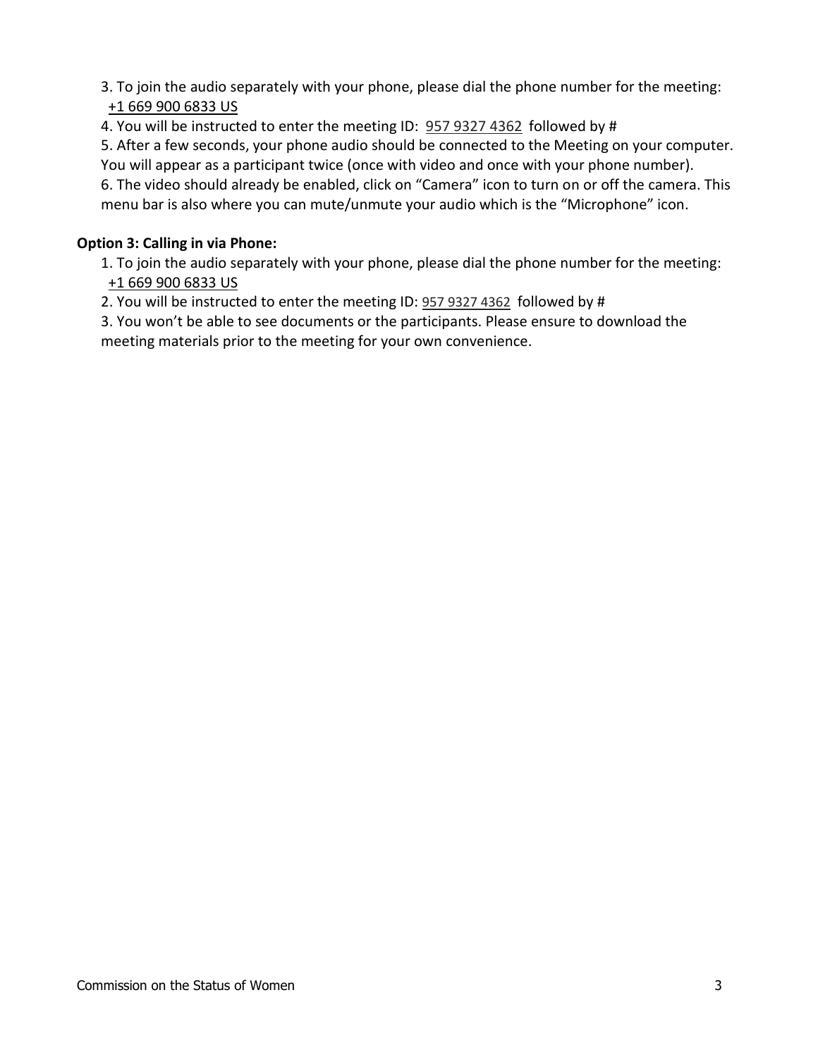3. To join the audio separately with your phone, please dial the phone number for the meeting: +1 669 900 6833 US
4. You will be instructed to enter the meeting ID: 957 9327 4362 followed by #
5. After a few seconds, your phone audio should be connected to the Meeting on your computer. You will appear as a participant twice (once with video and once with your phone number).
6. The video should already be enabled, click on "Camera" icon to turn on or off the camera. This menu bar is also where you can mute/unmute your audio which is the "Microphone" icon.

**Option 3: Calling in via Phone:**

1. To join the audio separately with your phone, please dial the phone number for the meeting: +1 669 900 6833 US
2. You will be instructed to enter the meeting ID: 957 9327 4362 followed by #
3. You won't be able to see documents or the participants. Please ensure to download the meeting materials prior to the meeting for your own convenience.